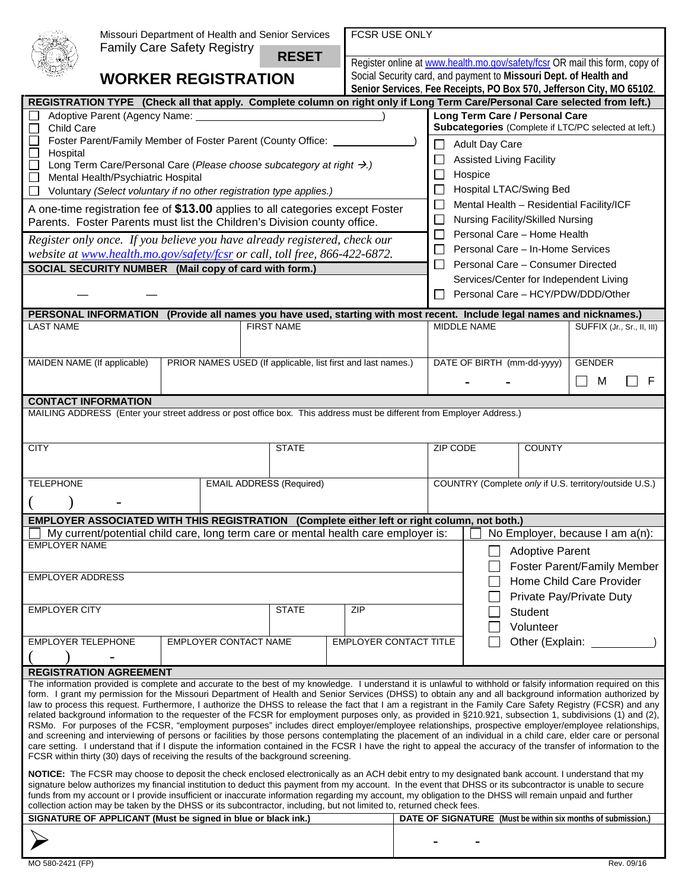Missouri Department of Health and Senior Services
Family Care Safety Registry

RESET

# WORKER REGISTRATION

FCSR USE ONLY

Register online at www.health.mo.gov/safety/fcsr OR mail this form, copy of Social Security card, and payment to **Missouri Dept. of Health and Senior Services**, **Fee Receipts, PO Box 570, Jefferson City, MO 65102**.

## REGISTRATION TYPE (Check all that apply. Complete column on right only if Long Term Care/Personal Care selected from left.)

- ☐ Adoptive Parent (Agency Name: ____________________)
- ☐ Child Care
- ☐ Foster Parent/Family Member of Foster Parent (County Office: ____________)
- ☐ Hospital
- ☐ Long Term Care/Personal Care (*Please choose subcategory at right →.*)
- ☐ Mental Health/Psychiatric Hospital
- ☐ Voluntary (*Select voluntary if no other registration type applies.*)

A one-time registration fee of **$13.00** applies to all categories except Foster Parents. Foster Parents must list the Children's Division county office.

*Register only once. If you believe you have already registered, check our website at www.health.mo.gov/safety/fcsr or call, toll free, 866-422-6872.*

**Long Term Care / Personal Care Subcategories** (Complete if LTC/PC selected at left.)

- ☐ Adult Day Care
- ☐ Assisted Living Facility
- ☐ Hospice
- ☐ Hospital LTAC/Swing Bed
- ☐ Mental Health – Residential Facility/ICF
- ☐ Nursing Facility/Skilled Nursing
- ☐ Personal Care – Home Health
- ☐ Personal Care – In-Home Services
- ☐ Personal Care – Consumer Directed Services/Center for Independent Living
- ☐ Personal Care – HCY/PDW/DDD/Other

## SOCIAL SECURITY NUMBER (Mail copy of card with form.)

___ — ___ — ____

## PERSONAL INFORMATION (Provide all names you have used, starting with most recent. Include legal names and nicknames.)

| LAST NAME | FIRST NAME | MIDDLE NAME | SUFFIX (Jr., Sr., II, III) |
|---|---|---|---|
| | | | |

| MAIDEN NAME (If applicable) | PRIOR NAMES USED (If applicable, list first and last names.) | DATE OF BIRTH (mm-dd-yyyy) | GENDER |
|---|---|---|---|
| | | - - | ☐ M ☐ F |

## CONTACT INFORMATION

MAILING ADDRESS (Enter your street address or post office box. This address must be different from Employer Address.)

| CITY | STATE | ZIP CODE | COUNTY |
|---|---|---|---|
| | | | |

| TELEPHONE | EMAIL ADDRESS (Required) | COUNTRY (Complete *only* if U.S. territory/outside U.S.) |
|---|---|---|
| ( ) - | | |

## EMPLOYER ASSOCIATED WITH THIS REGISTRATION (Complete either left or right column, not both.)

☐ My current/potential child care, long term care or mental health care employer is:

| EMPLOYER NAME | | |
|---|---|---|
| EMPLOYER ADDRESS | | |
| EMPLOYER CITY | STATE | ZIP |
| EMPLOYER TELEPHONE ( ) - | EMPLOYER CONTACT NAME | EMPLOYER CONTACT TITLE |

☐ No Employer, because I am a(n):

- ☐ Adoptive Parent
- ☐ Foster Parent/Family Member
- ☐ Home Child Care Provider
- ☐ Private Pay/Private Duty
- ☐ Student
- ☐ Volunteer
- ☐ Other (Explain: __________)

## REGISTRATION AGREEMENT

The information provided is complete and accurate to the best of my knowledge. I understand it is unlawful to withhold or falsify information required on this form. I grant my permission for the Missouri Department of Health and Senior Services (DHSS) to obtain any and all background information authorized by law to process this request. Furthermore, I authorize the DHSS to release the fact that I am a registrant in the Family Care Safety Registry (FCSR) and any related background information to the requester of the FCSR for employment purposes only, as provided in §210.921, subsection 1, subdivisions (1) and (2), RSMo. For purposes of the FCSR, "employment purposes" includes direct employer/employee relationships, prospective employer/employee relationships, and screening and interviewing of persons or facilities by those persons contemplating the placement of an individual in a child care, elder care or personal care setting. I understand that if I dispute the information contained in the FCSR I have the right to appeal the accuracy of the transfer of information to the FCSR within thirty (30) days of receiving the results of the background screening.

**NOTICE:** The FCSR may choose to deposit the check enclosed electronically as an ACH debit entry to my designated bank account. I understand that my signature below authorizes my financial institution to deduct this payment from my account. In the event that DHSS or its subcontractor is unable to secure funds from my account or I provide insufficient or inaccurate information regarding my account, my obligation to the DHSS will remain unpaid and further collection action may be taken by the DHSS or its subcontractor, including, but not limited to, returned check fees.

| SIGNATURE OF APPLICANT (Must be signed in blue or black ink.) | DATE OF SIGNATURE (Must be within six months of submission.) |
|---|---|
| ➢ | - - |

MO 580-2421 (FP) Rev. 09/16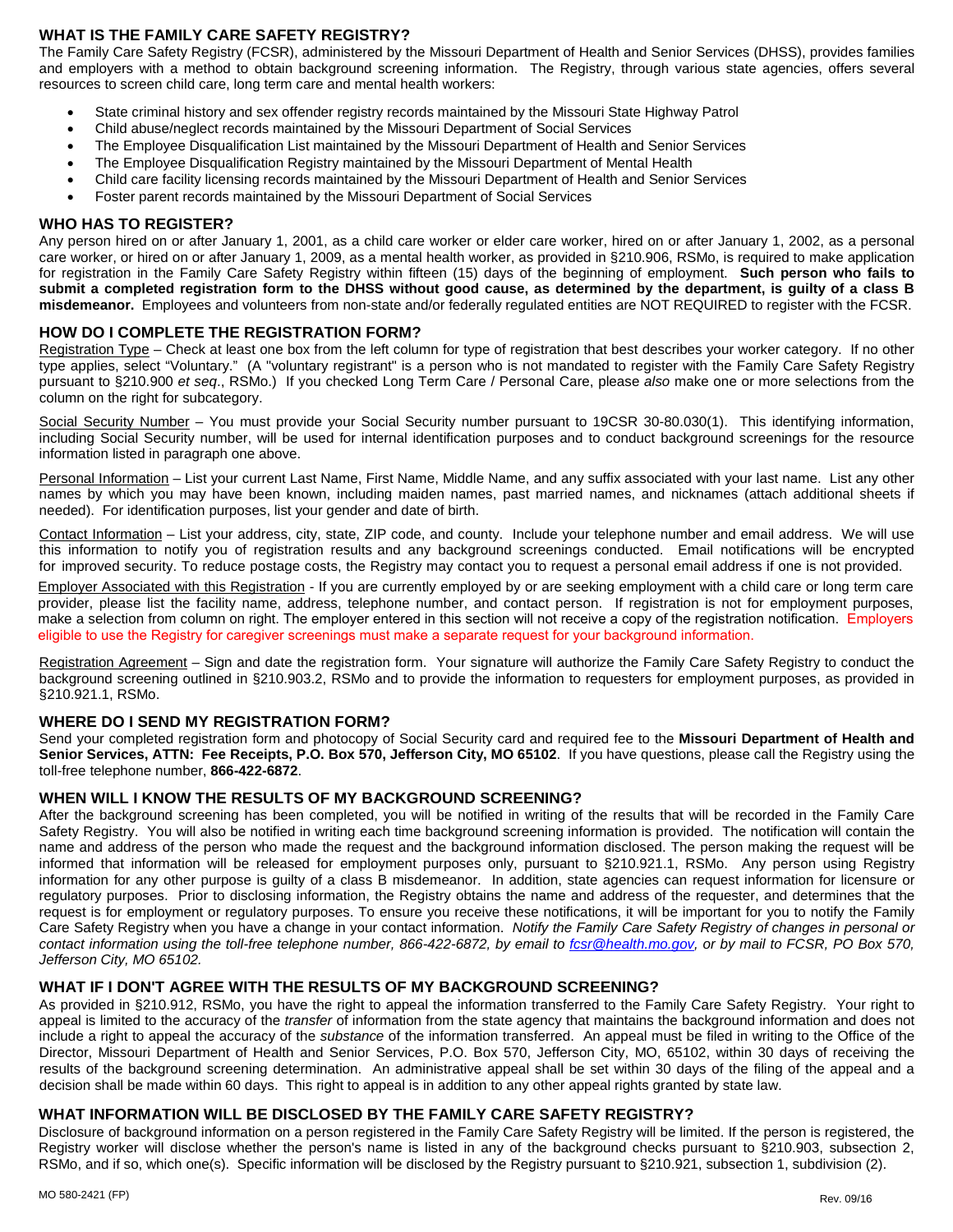## WHAT IS THE FAMILY CARE SAFETY REGISTRY?

The Family Care Safety Registry (FCSR), administered by the Missouri Department of Health and Senior Services (DHSS), provides families and employers with a method to obtain background screening information. The Registry, through various state agencies, offers several resources to screen child care, long term care and mental health workers:

- State criminal history and sex offender registry records maintained by the Missouri State Highway Patrol
- Child abuse/neglect records maintained by the Missouri Department of Social Services
- The Employee Disqualification List maintained by the Missouri Department of Health and Senior Services
- The Employee Disqualification Registry maintained by the Missouri Department of Mental Health
- Child care facility licensing records maintained by the Missouri Department of Health and Senior Services
- Foster parent records maintained by the Missouri Department of Social Services

## WHO HAS TO REGISTER?

Any person hired on or after January 1, 2001, as a child care worker or elder care worker, hired on or after January 1, 2002, as a personal care worker, or hired on or after January 1, 2009, as a mental health worker, as provided in §210.906, RSMo, is required to make application for registration in the Family Care Safety Registry within fifteen (15) days of the beginning of employment. **Such person who fails to submit a completed registration form to the DHSS without good cause, as determined by the department, is guilty of a class B misdemeanor.** Employees and volunteers from non-state and/or federally regulated entities are NOT REQUIRED to register with the FCSR.

## HOW DO I COMPLETE THE REGISTRATION FORM?

Registration Type – Check at least one box from the left column for type of registration that best describes your worker category. If no other type applies, select "Voluntary." (A "voluntary registrant" is a person who is not mandated to register with the Family Care Safety Registry pursuant to §210.900 *et seq*., RSMo.) If you checked Long Term Care / Personal Care, please *also* make one or more selections from the column on the right for subcategory.

Social Security Number – You must provide your Social Security number pursuant to 19CSR 30-80.030(1). This identifying information, including Social Security number, will be used for internal identification purposes and to conduct background screenings for the resource information listed in paragraph one above.

Personal Information – List your current Last Name, First Name, Middle Name, and any suffix associated with your last name. List any other names by which you may have been known, including maiden names, past married names, and nicknames (attach additional sheets if needed). For identification purposes, list your gender and date of birth.

Contact Information – List your address, city, state, ZIP code, and county. Include your telephone number and email address. We will use this information to notify you of registration results and any background screenings conducted. Email notifications will be encrypted for improved security. To reduce postage costs, the Registry may contact you to request a personal email address if one is not provided.

Employer Associated with this Registration - If you are currently employed by or are seeking employment with a child care or long term care provider, please list the facility name, address, telephone number, and contact person. If registration is not for employment purposes, make a selection from column on right. The employer entered in this section will not receive a copy of the registration notification. Employers eligible to use the Registry for caregiver screenings must make a separate request for your background information.

Registration Agreement – Sign and date the registration form. Your signature will authorize the Family Care Safety Registry to conduct the background screening outlined in §210.903.2, RSMo and to provide the information to requesters for employment purposes, as provided in §210.921.1, RSMo.

## WHERE DO I SEND MY REGISTRATION FORM?

Send your completed registration form and photocopy of Social Security card and required fee to the **Missouri Department of Health and Senior Services, ATTN: Fee Receipts, P.O. Box 570, Jefferson City, MO 65102**. If you have questions, please call the Registry using the toll-free telephone number, **866-422-6872**.

## WHEN WILL I KNOW THE RESULTS OF MY BACKGROUND SCREENING?

After the background screening has been completed, you will be notified in writing of the results that will be recorded in the Family Care Safety Registry. You will also be notified in writing each time background screening information is provided. The notification will contain the name and address of the person who made the request and the background information disclosed. The person making the request will be informed that information will be released for employment purposes only, pursuant to §210.921.1, RSMo. Any person using Registry information for any other purpose is guilty of a class B misdemeanor. In addition, state agencies can request information for licensure or regulatory purposes. Prior to disclosing information, the Registry obtains the name and address of the requester, and determines that the request is for employment or regulatory purposes. To ensure you receive these notifications, it will be important for you to notify the Family Care Safety Registry when you have a change in your contact information. *Notify the Family Care Safety Registry of changes in personal or contact information using the toll-free telephone number, 866-422-6872, by email to fcsr@health.mo.gov, or by mail to FCSR, PO Box 570, Jefferson City, MO 65102.*

## WHAT IF I DON'T AGREE WITH THE RESULTS OF MY BACKGROUND SCREENING?

As provided in §210.912, RSMo, you have the right to appeal the information transferred to the Family Care Safety Registry. Your right to appeal is limited to the accuracy of the *transfer* of information from the state agency that maintains the background information and does not include a right to appeal the accuracy of the *substance* of the information transferred. An appeal must be filed in writing to the Office of the Director, Missouri Department of Health and Senior Services, P.O. Box 570, Jefferson City, MO, 65102, within 30 days of receiving the results of the background screening determination. An administrative appeal shall be set within 30 days of the filing of the appeal and a decision shall be made within 60 days. This right to appeal is in addition to any other appeal rights granted by state law.

## WHAT INFORMATION WILL BE DISCLOSED BY THE FAMILY CARE SAFETY REGISTRY?

Disclosure of background information on a person registered in the Family Care Safety Registry will be limited. If the person is registered, the Registry worker will disclose whether the person's name is listed in any of the background checks pursuant to §210.903, subsection 2, RSMo, and if so, which one(s). Specific information will be disclosed by the Registry pursuant to §210.921, subsection 1, subdivision (2).

MO 580-2421 (FP) Rev. 09/16